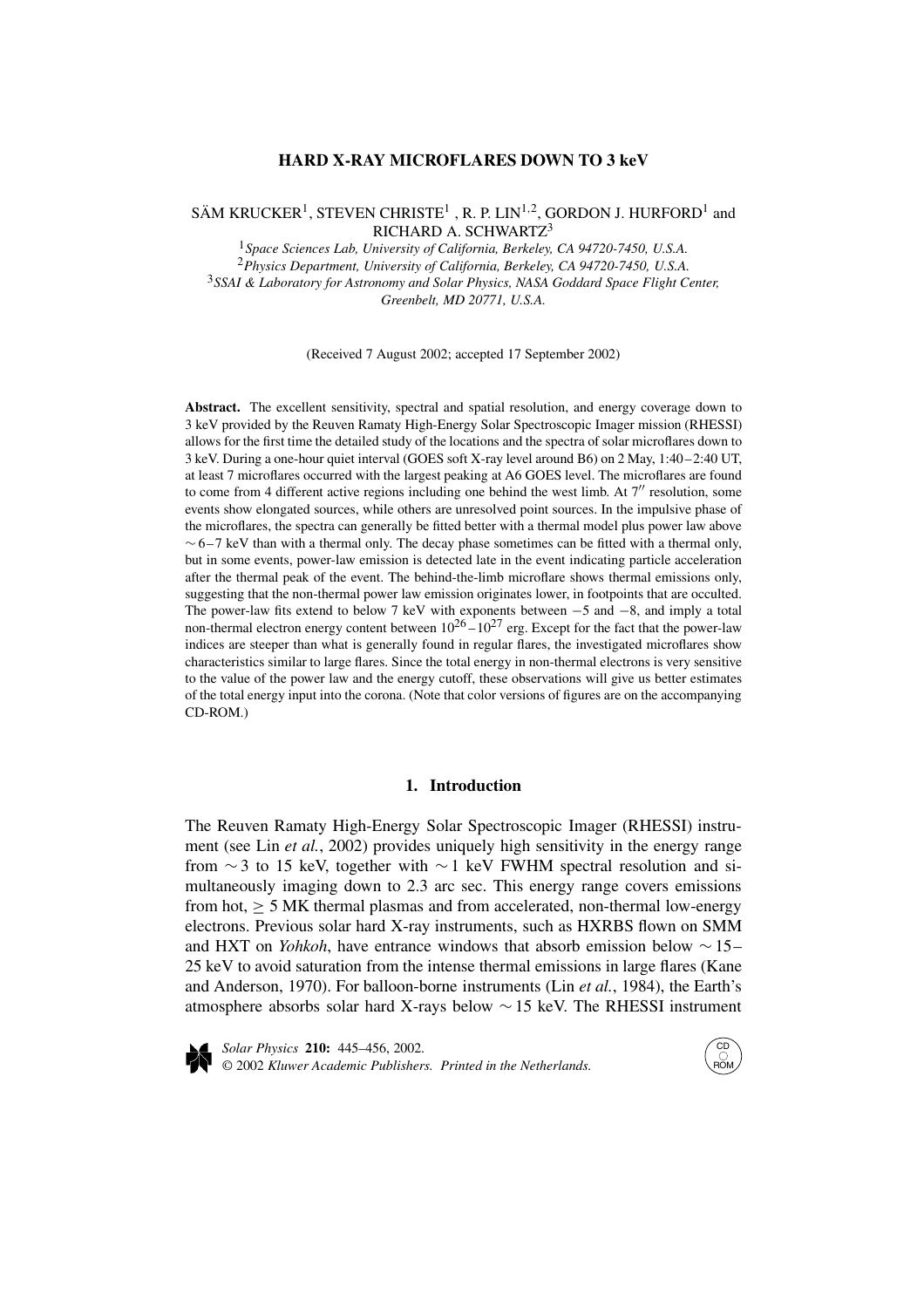# HARD X-RAY MICROFLARES DOWN TO 3 keV

SÄM KRUCKER[1], STEVEN CHRISTE[1], R. P. LIN[1,2], GORDON J. HURFORD[1] and RICHARD A. SCHWARTZ[3]

[1]*Space Sciences Lab, University of California, Berkeley, CA 94720-7450, U.S.A.*
[2]*Physics Department, University of California, Berkeley, CA 94720-7450, U.S.A.*
[3]*SSAI & Laboratory for Astronomy and Solar Physics, NASA Goddard Space Flight Center, Greenbelt, MD 20771, U.S.A.*

(Received 7 August 2002; accepted 17 September 2002)

**Abstract.** The excellent sensitivity, spectral and spatial resolution, and energy coverage down to 3 keV provided by the Reuven Ramaty High-Energy Solar Spectroscopic Imager mission (RHESSI) allows for the first time the detailed study of the locations and the spectra of solar microflares down to 3 keV. During a one-hour quiet interval (GOES soft X-ray level around B6) on 2 May, 1:40–2:40 UT, at least 7 microflares occurred with the largest peaking at A6 GOES level. The microflares are found to come from 4 different active regions including one behind the west limb. At $7''$ resolution, some events show elongated sources, while others are unresolved point sources. In the impulsive phase of the microflares, the spectra can generally be fitted better with a thermal model plus power law above $\sim 6$–7 keV than with a thermal only. The decay phase sometimes can be fitted with a thermal only, but in some events, power-law emission is detected late in the event indicating particle acceleration after the thermal peak of the event. The behind-the-limb microflare shows thermal emissions only, suggesting that the non-thermal power law emission originates lower, in footpoints that are occulted. The power-law fits extend to below 7 keV with exponents between $-5$ and $-8$, and imply a total non-thermal electron energy content between $10^{26}$–$10^{27}$ erg. Except for the fact that the power-law indices are steeper than what is generally found in regular flares, the investigated microflares show characteristics similar to large flares. Since the total energy in non-thermal electrons is very sensitive to the value of the power law and the energy cutoff, these observations will give us better estimates of the total energy input into the corona. (Note that color versions of figures are on the accompanying CD-ROM.)

## 1. Introduction

The Reuven Ramaty High-Energy Solar Spectroscopic Imager (RHESSI) instrument (see Lin *et al.*, 2002) provides uniquely high sensitivity in the energy range from $\sim 3$ to 15 keV, together with $\sim 1$ keV FWHM spectral resolution and simultaneously imaging down to 2.3 arc sec. This energy range covers emissions from hot, $\geq 5$ MK thermal plasmas and from accelerated, non-thermal low-energy electrons. Previous solar hard X-ray instruments, such as HXRBS flown on SMM and HXT on *Yohkoh*, have entrance windows that absorb emission below $\sim 15$–25 keV to avoid saturation from the intense thermal emissions in large flares (Kane and Anderson, 1970). For balloon-borne instruments (Lin *et al.*, 1984), the Earth's atmosphere absorbs solar hard X-rays below $\sim 15$ keV. The RHESSI instrument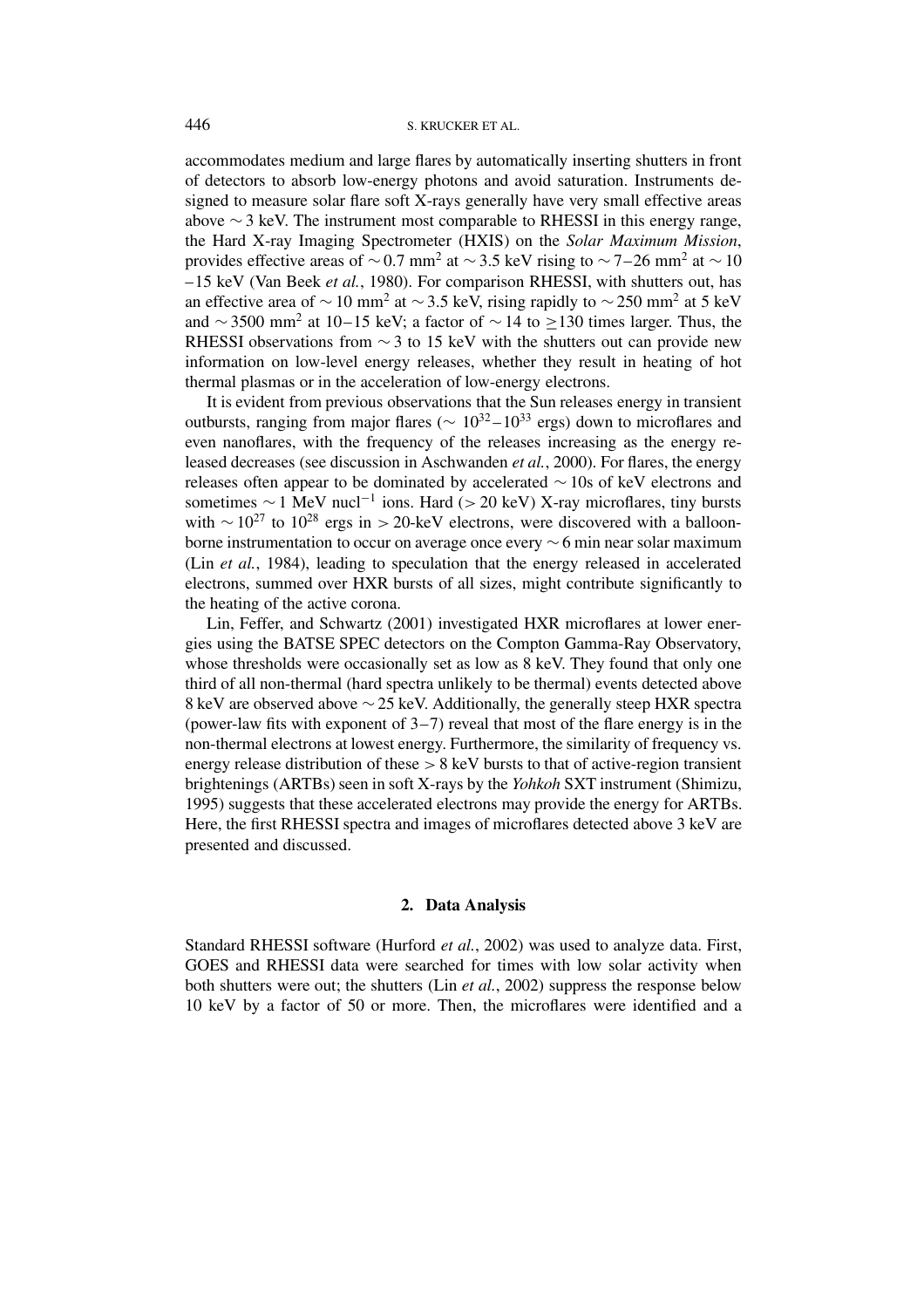accommodates medium and large flares by automatically inserting shutters in front of detectors to absorb low-energy photons and avoid saturation. Instruments designed to measure solar flare soft X-rays generally have very small effective areas above $\sim 3$ keV. The instrument most comparable to RHESSI in this energy range, the Hard X-ray Imaging Spectrometer (HXIS) on the *Solar Maximum Mission*, provides effective areas of $\sim 0.7$ mm$^2$ at $\sim 3.5$ keV rising to $\sim 7$–26 mm$^2$ at $\sim 10$–15 keV (Van Beek *et al.*, 1980). For comparison RHESSI, with shutters out, has an effective area of $\sim 10$ mm$^2$ at $\sim 3.5$ keV, rising rapidly to $\sim 250$ mm$^2$ at 5 keV and $\sim 3500$ mm$^2$ at 10–15 keV; a factor of $\sim 14$ to $\geq 130$ times larger. Thus, the RHESSI observations from $\sim 3$ to 15 keV with the shutters out can provide new information on low-level energy releases, whether they result in heating of hot thermal plasmas or in the acceleration of low-energy electrons.

It is evident from previous observations that the Sun releases energy in transient outbursts, ranging from major flares ($\sim 10^{32}$–$10^{33}$ ergs) down to microflares and even nanoflares, with the frequency of the releases increasing as the energy released decreases (see discussion in Aschwanden *et al.*, 2000). For flares, the energy releases often appear to be dominated by accelerated $\sim 10$s of keV electrons and sometimes $\sim 1$ MeV nucl$^{-1}$ ions. Hard ($> 20$ keV) X-ray microflares, tiny bursts with $\sim 10^{27}$ to $10^{28}$ ergs in $> 20$-keV electrons, were discovered with a balloon-borne instrumentation to occur on average once every $\sim 6$ min near solar maximum (Lin *et al.*, 1984), leading to speculation that the energy released in accelerated electrons, summed over HXR bursts of all sizes, might contribute significantly to the heating of the active corona.

Lin, Feffer, and Schwartz (2001) investigated HXR microflares at lower energies using the BATSE SPEC detectors on the Compton Gamma-Ray Observatory, whose thresholds were occasionally set as low as 8 keV. They found that only one third of all non-thermal (hard spectra unlikely to be thermal) events detected above 8 keV are observed above $\sim 25$ keV. Additionally, the generally steep HXR spectra (power-law fits with exponent of 3–7) reveal that most of the flare energy is in the non-thermal electrons at lowest energy. Furthermore, the similarity of frequency vs. energy release distribution of these $> 8$ keV bursts to that of active-region transient brightenings (ARTBs) seen in soft X-rays by the *Yohkoh* SXT instrument (Shimizu, 1995) suggests that these accelerated electrons may provide the energy for ARTBs. Here, the first RHESSI spectra and images of microflares detected above 3 keV are presented and discussed.

## 2. Data Analysis

Standard RHESSI software (Hurford *et al.*, 2002) was used to analyze data. First, GOES and RHESSI data were searched for times with low solar activity when both shutters were out; the shutters (Lin *et al.*, 2002) suppress the response below 10 keV by a factor of 50 or more. Then, the microflares were identified and a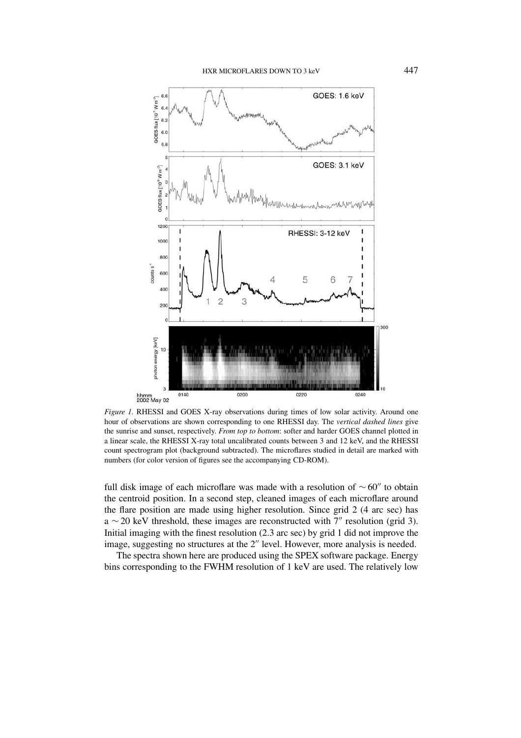*Figure 1.* RHESSI and GOES X-ray observations during times of low solar activity. Around one hour of observations are shown corresponding to one RHESSI day. The *vertical dashed lines* give the sunrise and sunset, respectively. *From top to bottom*: softer and harder GOES channel plotted in a linear scale, the RHESSI X-ray total uncalibrated counts between 3 and 12 keV, and the RHESSI count spectrogram plot (background subtracted). The microflares studied in detail are marked with numbers (for color version of figures see the accompanying CD-ROM).

full disk image of each microflare was made with a resolution of $\sim 60''$ to obtain the centroid position. In a second step, cleaned images of each microflare around the flare position are made using higher resolution. Since grid 2 (4 arc sec) has a $\sim 20$ keV threshold, these images are reconstructed with $7''$ resolution (grid 3). Initial imaging with the finest resolution (2.3 arc sec) by grid 1 did not improve the image, suggesting no structures at the $2''$ level. However, more analysis is needed.

The spectra shown here are produced using the SPEX software package. Energy bins corresponding to the FWHM resolution of 1 keV are used. The relatively low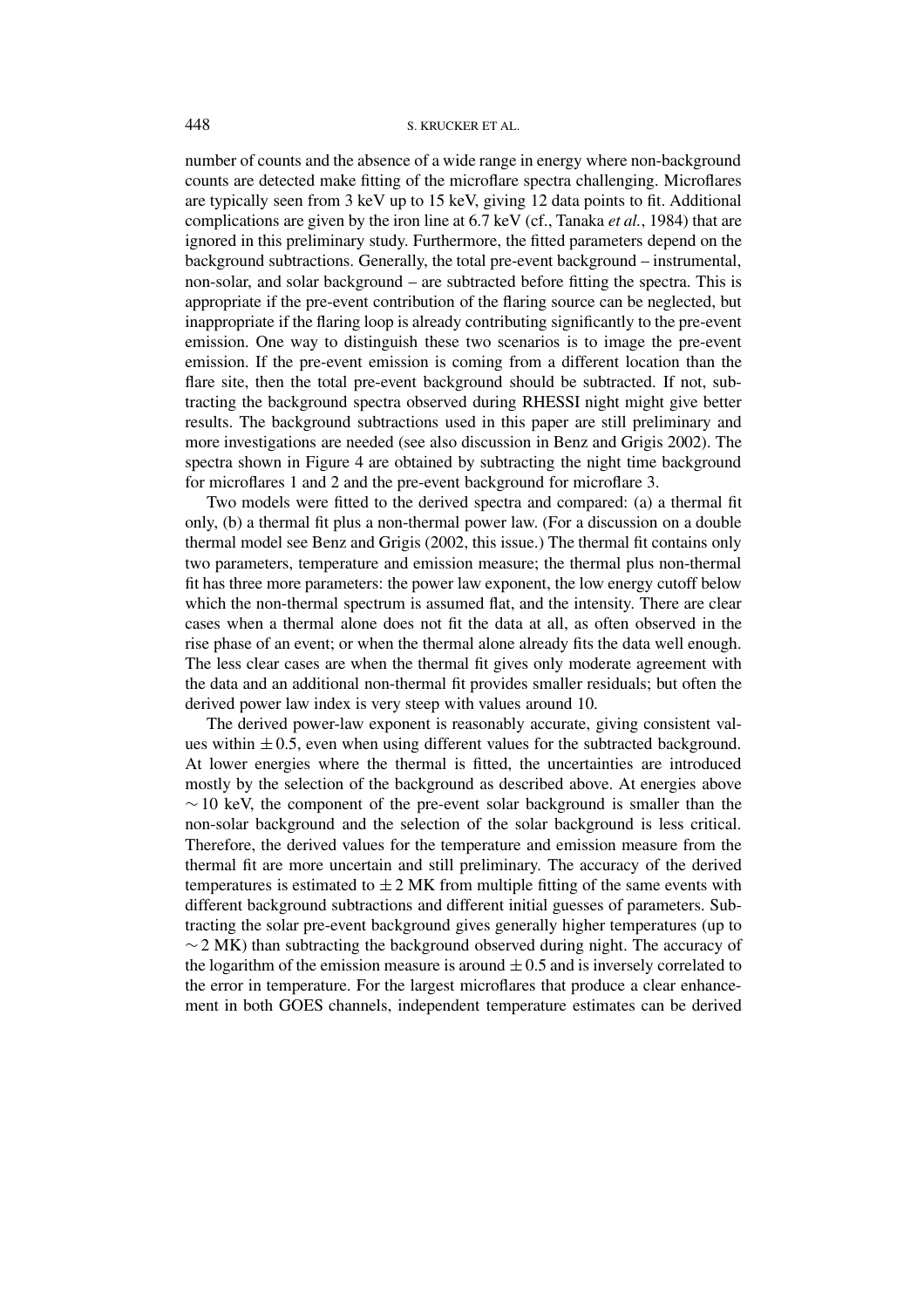number of counts and the absence of a wide range in energy where non-background counts are detected make fitting of the microflare spectra challenging. Microflares are typically seen from 3 keV up to 15 keV, giving 12 data points to fit. Additional complications are given by the iron line at 6.7 keV (cf., Tanaka *et al.*, 1984) that are ignored in this preliminary study. Furthermore, the fitted parameters depend on the background subtractions. Generally, the total pre-event background – instrumental, non-solar, and solar background – are subtracted before fitting the spectra. This is appropriate if the pre-event contribution of the flaring source can be neglected, but inappropriate if the flaring loop is already contributing significantly to the pre-event emission. One way to distinguish these two scenarios is to image the pre-event emission. If the pre-event emission is coming from a different location than the flare site, then the total pre-event background should be subtracted. If not, subtracting the background spectra observed during RHESSI night might give better results. The background subtractions used in this paper are still preliminary and more investigations are needed (see also discussion in Benz and Grigis 2002). The spectra shown in Figure 4 are obtained by subtracting the night time background for microflares 1 and 2 and the pre-event background for microflare 3.

Two models were fitted to the derived spectra and compared: (a) a thermal fit only, (b) a thermal fit plus a non-thermal power law. (For a discussion on a double thermal model see Benz and Grigis (2002, this issue.) The thermal fit contains only two parameters, temperature and emission measure; the thermal plus non-thermal fit has three more parameters: the power law exponent, the low energy cutoff below which the non-thermal spectrum is assumed flat, and the intensity. There are clear cases when a thermal alone does not fit the data at all, as often observed in the rise phase of an event; or when the thermal alone already fits the data well enough. The less clear cases are when the thermal fit gives only moderate agreement with the data and an additional non-thermal fit provides smaller residuals; but often the derived power law index is very steep with values around 10.

The derived power-law exponent is reasonably accurate, giving consistent values within $\pm 0.5$, even when using different values for the subtracted background. At lower energies where the thermal is fitted, the uncertainties are introduced mostly by the selection of the background as described above. At energies above $\sim 10$ keV, the component of the pre-event solar background is smaller than the non-solar background and the selection of the solar background is less critical. Therefore, the derived values for the temperature and emission measure from the thermal fit are more uncertain and still preliminary. The accuracy of the derived temperatures is estimated to $\pm 2$ MK from multiple fitting of the same events with different background subtractions and different initial guesses of parameters. Subtracting the solar pre-event background gives generally higher temperatures (up to $\sim 2$ MK) than subtracting the background observed during night. The accuracy of the logarithm of the emission measure is around $\pm 0.5$ and is inversely correlated to the error in temperature. For the largest microflares that produce a clear enhancement in both GOES channels, independent temperature estimates can be derived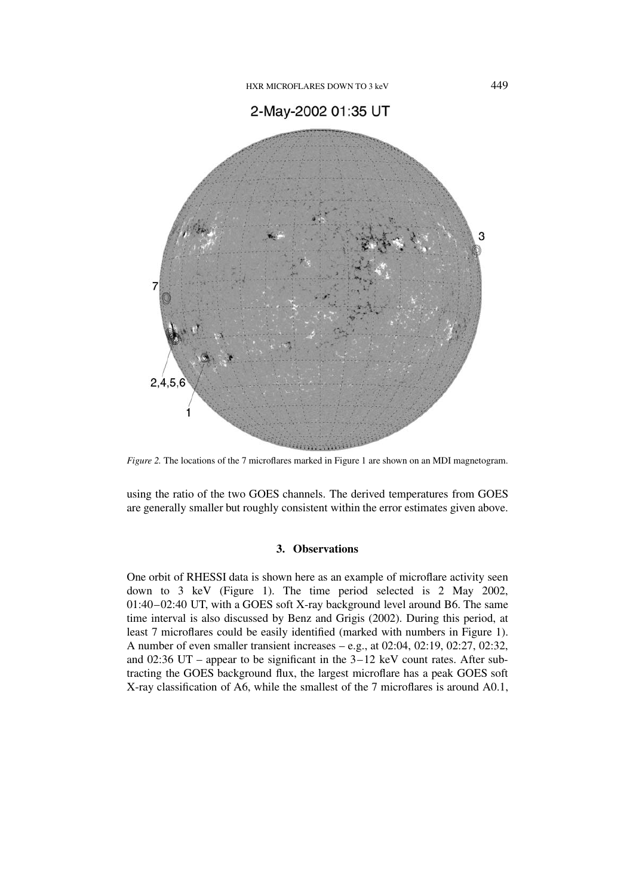*Figure 2.* The locations of the 7 microflares marked in Figure 1 are shown on an MDI magnetogram.

using the ratio of the two GOES channels. The derived temperatures from GOES are generally smaller but roughly consistent within the error estimates given above.

## 3. Observations

One orbit of RHESSI data is shown here as an example of microflare activity seen down to 3 keV (Figure 1). The time period selected is 2 May 2002, 01:40–02:40 UT, with a GOES soft X-ray background level around B6. The same time interval is also discussed by Benz and Grigis (2002). During this period, at least 7 microflares could be easily identified (marked with numbers in Figure 1). A number of even smaller transient increases – e.g., at 02:04, 02:19, 02:27, 02:32, and 02:36 UT – appear to be significant in the 3–12 keV count rates. After subtracting the GOES background flux, the largest microflare has a peak GOES soft X-ray classification of A6, while the smallest of the 7 microflares is around A0.1,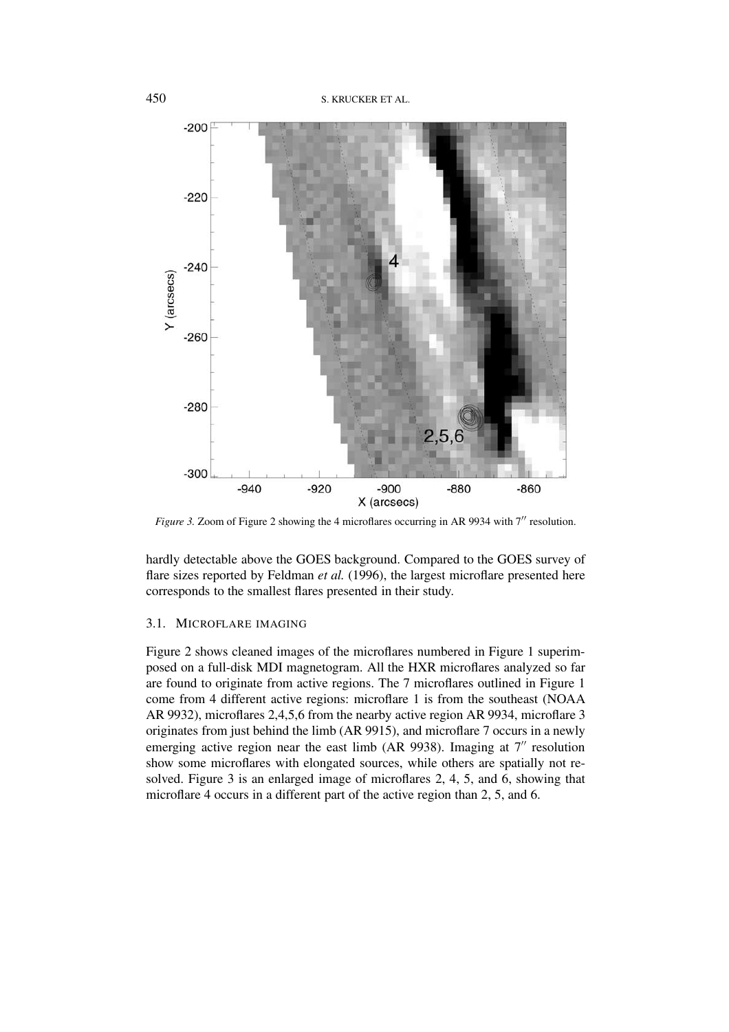*Figure 3.* Zoom of Figure 2 showing the 4 microflares occurring in AR 9934 with 7″ resolution.

hardly detectable above the GOES background. Compared to the GOES survey of flare sizes reported by Feldman *et al.* (1996), the largest microflare presented here corresponds to the smallest flares presented in their study.

### 3.1. MICROFLARE IMAGING

Figure 2 shows cleaned images of the microflares numbered in Figure 1 superimposed on a full-disk MDI magnetogram. All the HXR microflares analyzed so far are found to originate from active regions. The 7 microflares outlined in Figure 1 come from 4 different active regions: microflare 1 is from the southeast (NOAA AR 9932), microflares 2,4,5,6 from the nearby active region AR 9934, microflare 3 originates from just behind the limb (AR 9915), and microflare 7 occurs in a newly emerging active region near the east limb (AR 9938). Imaging at 7″ resolution show some microflares with elongated sources, while others are spatially not resolved. Figure 3 is an enlarged image of microflares 2, 4, 5, and 6, showing that microflare 4 occurs in a different part of the active region than 2, 5, and 6.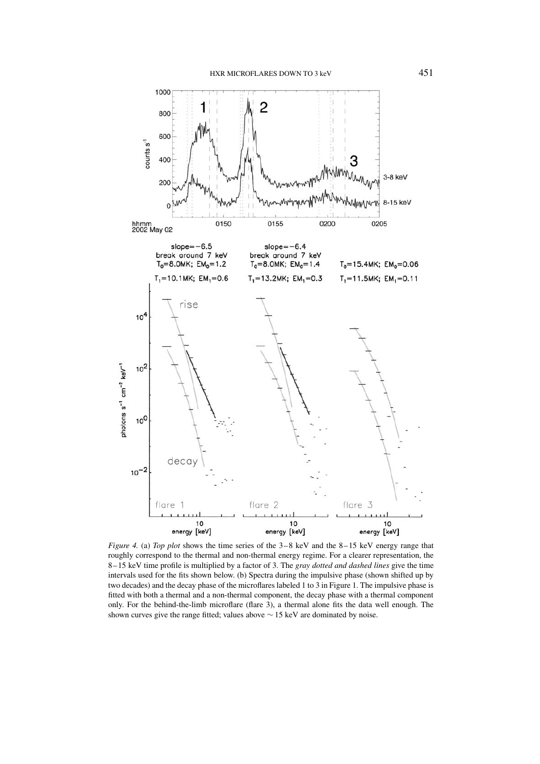*Figure 4.* (a) *Top plot* shows the time series of the 3 – 8 keV and the 8 – 15 keV energy range that roughly correspond to the thermal and non-thermal energy regime. For a clearer representation, the 8 – 15 keV time profile is multiplied by a factor of 3. The *gray dotted and dashed lines* give the time intervals used for the fits shown below. (b) Spectra during the impulsive phase (shown shifted up by two decades) and the decay phase of the microflares labeled 1 to 3 in Figure 1. The impulsive phase is fitted with both a thermal and a non-thermal component, the decay phase with a thermal component only. For the behind-the-limb microflare (flare 3), a thermal alone fits the data well enough. The shown curves give the range fitted; values above $\sim 15$ keV are dominated by noise.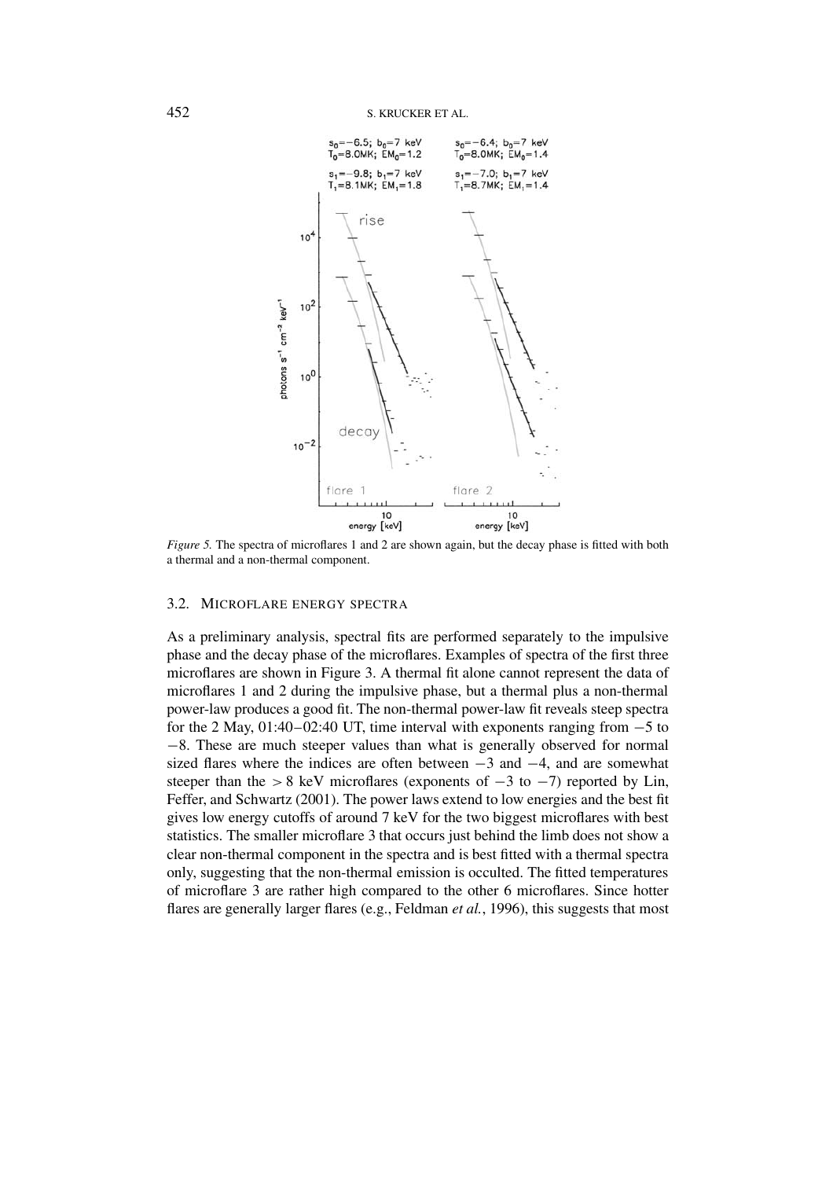*Figure 5.* The spectra of microflares 1 and 2 are shown again, but the decay phase is fitted with both a thermal and a non-thermal component.

### 3.2. Microflare Energy Spectra

As a preliminary analysis, spectral fits are performed separately to the impulsive phase and the decay phase of the microflares. Examples of spectra of the first three microflares are shown in Figure 3. A thermal fit alone cannot represent the data of microflares 1 and 2 during the impulsive phase, but a thermal plus a non-thermal power-law produces a good fit. The non-thermal power-law fit reveals steep spectra for the 2 May, 01:40–02:40 UT, time interval with exponents ranging from $-5$ to $-8$. These are much steeper values than what is generally observed for normal sized flares where the indices are often between $-3$ and $-4$, and are somewhat steeper than the $>8$ keV microflares (exponents of $-3$ to $-7$) reported by Lin, Feffer, and Schwartz (2001). The power laws extend to low energies and the best fit gives low energy cutoffs of around 7 keV for the two biggest microflares with best statistics. The smaller microflare 3 that occurs just behind the limb does not show a clear non-thermal component in the spectra and is best fitted with a thermal spectra only, suggesting that the non-thermal emission is occulted. The fitted temperatures of microflare 3 are rather high compared to the other 6 microflares. Since hotter flares are generally larger flares (e.g., Feldman *et al.*, 1996), this suggests that most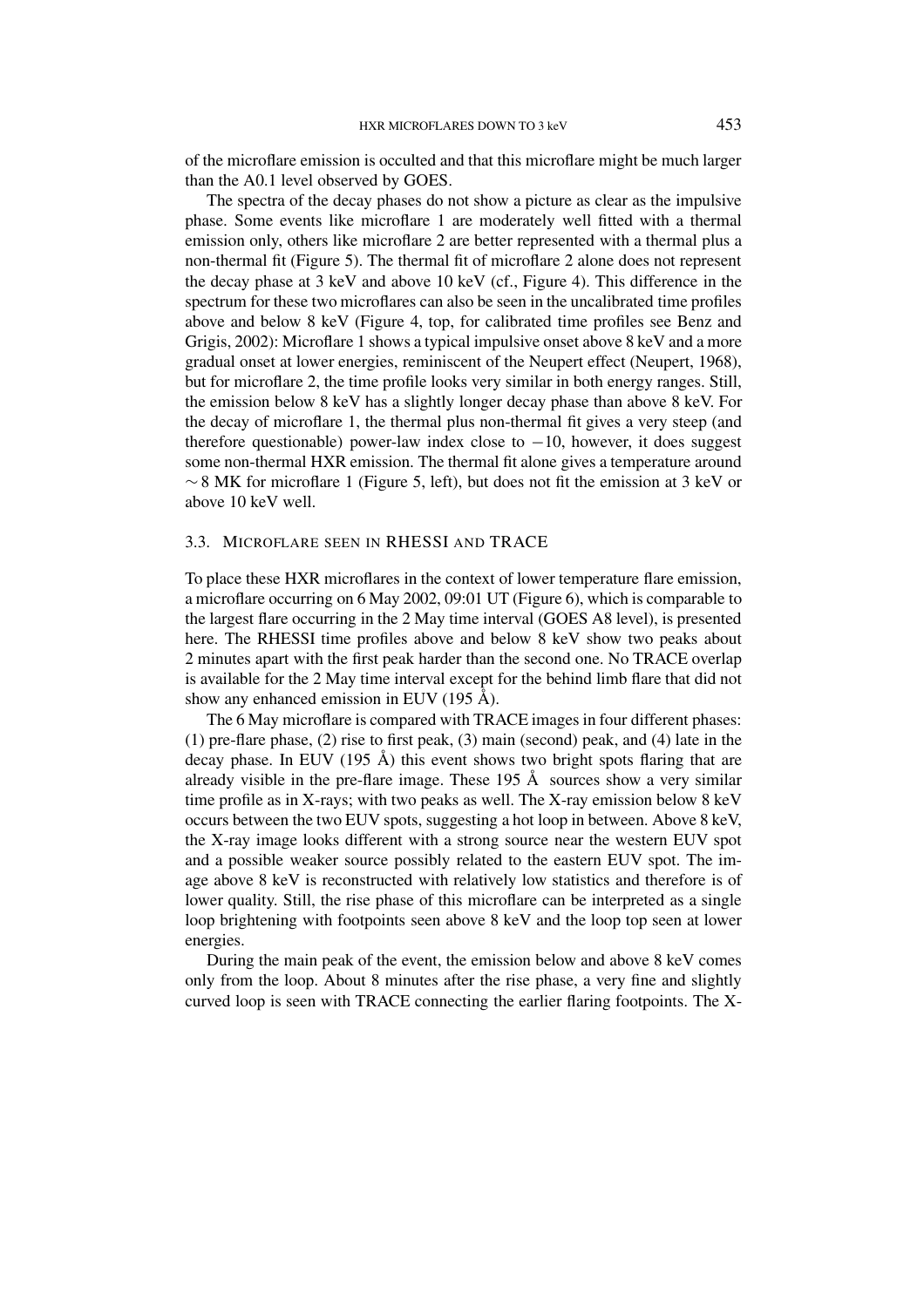of the microflare emission is occulted and that this microflare might be much larger than the A0.1 level observed by GOES.

The spectra of the decay phases do not show a picture as clear as the impulsive phase. Some events like microflare 1 are moderately well fitted with a thermal emission only, others like microflare 2 are better represented with a thermal plus a non-thermal fit (Figure 5). The thermal fit of microflare 2 alone does not represent the decay phase at 3 keV and above 10 keV (cf., Figure 4). This difference in the spectrum for these two microflares can also be seen in the uncalibrated time profiles above and below 8 keV (Figure 4, top, for calibrated time profiles see Benz and Grigis, 2002): Microflare 1 shows a typical impulsive onset above 8 keV and a more gradual onset at lower energies, reminiscent of the Neupert effect (Neupert, 1968), but for microflare 2, the time profile looks very similar in both energy ranges. Still, the emission below 8 keV has a slightly longer decay phase than above 8 keV. For the decay of microflare 1, the thermal plus non-thermal fit gives a very steep (and therefore questionable) power-law index close to $-10$, however, it does suggest some non-thermal HXR emission. The thermal fit alone gives a temperature around $\sim 8$ MK for microflare 1 (Figure 5, left), but does not fit the emission at 3 keV or above 10 keV well.

### 3.3. Microflare seen in RHESSI and TRACE

To place these HXR microflares in the context of lower temperature flare emission, a microflare occurring on 6 May 2002, 09:01 UT (Figure 6), which is comparable to the largest flare occurring in the 2 May time interval (GOES A8 level), is presented here. The RHESSI time profiles above and below 8 keV show two peaks about 2 minutes apart with the first peak harder than the second one. No TRACE overlap is available for the 2 May time interval except for the behind limb flare that did not show any enhanced emission in EUV (195 Å).

The 6 May microflare is compared with TRACE images in four different phases: (1) pre-flare phase, (2) rise to first peak, (3) main (second) peak, and (4) late in the decay phase. In EUV (195 Å) this event shows two bright spots flaring that are already visible in the pre-flare image. These 195 Å sources show a very similar time profile as in X-rays; with two peaks as well. The X-ray emission below 8 keV occurs between the two EUV spots, suggesting a hot loop in between. Above 8 keV, the X-ray image looks different with a strong source near the western EUV spot and a possible weaker source possibly related to the eastern EUV spot. The image above 8 keV is reconstructed with relatively low statistics and therefore is of lower quality. Still, the rise phase of this microflare can be interpreted as a single loop brightening with footpoints seen above 8 keV and the loop top seen at lower energies.

During the main peak of the event, the emission below and above 8 keV comes only from the loop. About 8 minutes after the rise phase, a very fine and slightly curved loop is seen with TRACE connecting the earlier flaring footpoints. The X-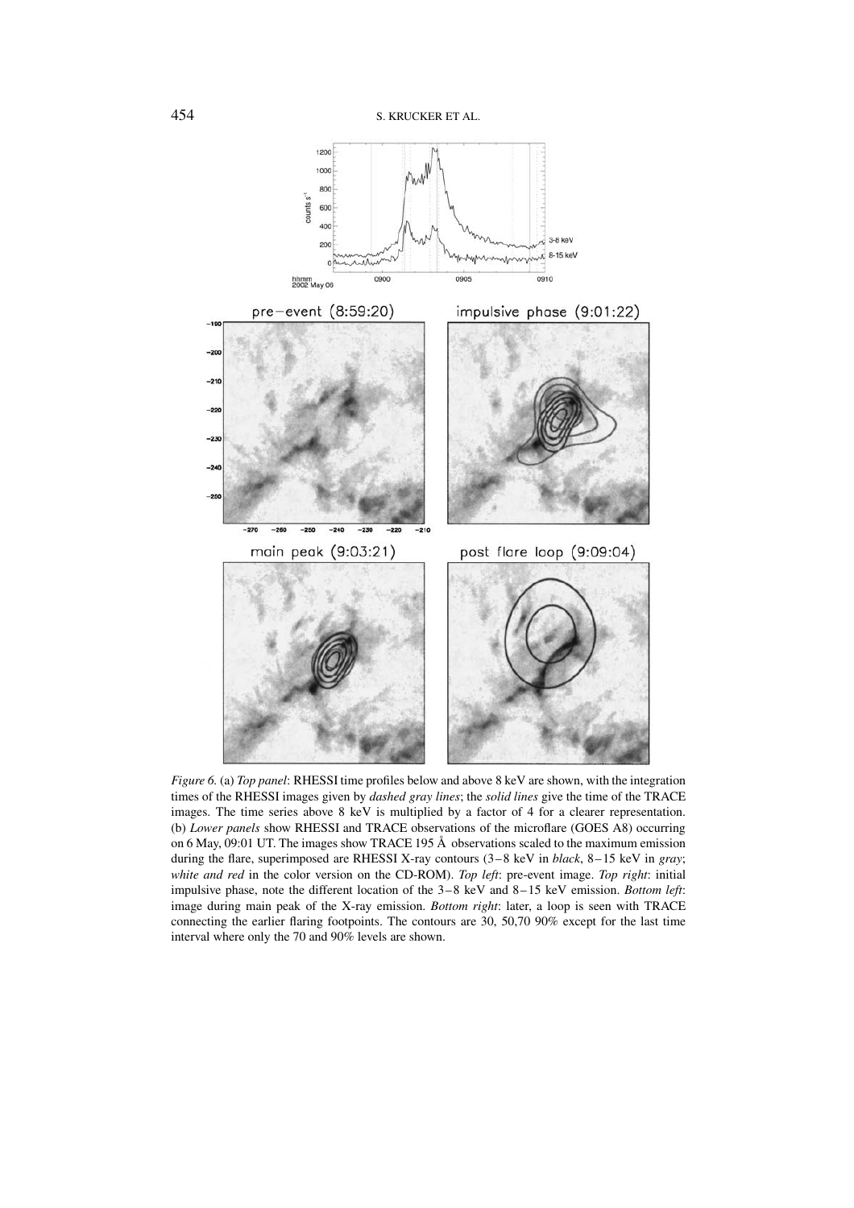*Figure 6.* (a) *Top panel*: RHESSI time profiles below and above 8 keV are shown, with the integration times of the RHESSI images given by *dashed gray lines*; the *solid lines* give the time of the TRACE images. The time series above 8 keV is multiplied by a factor of 4 for a clearer representation. (b) *Lower panels* show RHESSI and TRACE observations of the microflare (GOES A8) occurring on 6 May, 09:01 UT. The images show TRACE 195 Å observations scaled to the maximum emission during the flare, superimposed are RHESSI X-ray contours (3 – 8 keV in *black*, 8 – 15 keV in *gray*; *white and red* in the color version on the CD-ROM). *Top left*: pre-event image. *Top right*: initial impulsive phase, note the different location of the 3 – 8 keV and 8 – 15 keV emission. *Bottom left*: image during main peak of the X-ray emission. *Bottom right*: later, a loop is seen with TRACE connecting the earlier flaring footpoints. The contours are 30, 50,70 90% except for the last time interval where only the 70 and 90% levels are shown.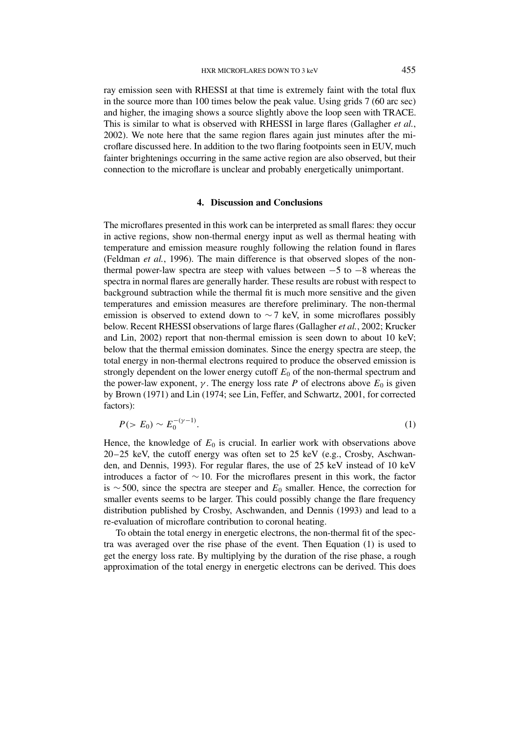ray emission seen with RHESSI at that time is extremely faint with the total flux in the source more than 100 times below the peak value. Using grids 7 (60 arc sec) and higher, the imaging shows a source slightly above the loop seen with TRACE. This is similar to what is observed with RHESSI in large flares (Gallagher *et al.*, 2002). We note here that the same region flares again just minutes after the microflare discussed here. In addition to the two flaring footpoints seen in EUV, much fainter brightenings occurring in the same active region are also observed, but their connection to the microflare is unclear and probably energetically unimportant.

## 4. Discussion and Conclusions

The microflares presented in this work can be interpreted as small flares: they occur in active regions, show non-thermal energy input as well as thermal heating with temperature and emission measure roughly following the relation found in flares (Feldman *et al.*, 1996). The main difference is that observed slopes of the non-thermal power-law spectra are steep with values between $-5$ to $-8$ whereas the spectra in normal flares are generally harder. These results are robust with respect to background subtraction while the thermal fit is much more sensitive and the given temperatures and emission measures are therefore preliminary. The non-thermal emission is observed to extend down to $\sim 7$ keV, in some microflares possibly below. Recent RHESSI observations of large flares (Gallagher *et al.*, 2002; Krucker and Lin, 2002) report that non-thermal emission is seen down to about 10 keV; below that the thermal emission dominates. Since the energy spectra are steep, the total energy in non-thermal electrons required to produce the observed emission is strongly dependent on the lower energy cutoff $E_0$ of the non-thermal spectrum and the power-law exponent, $\gamma$. The energy loss rate $P$ of electrons above $E_0$ is given by Brown (1971) and Lin (1974; see Lin, Feffer, and Schwartz, 2001, for corrected factors):

$$P(> E_0) \sim E_0^{-(\gamma-1)}. \tag{1}$$

Hence, the knowledge of $E_0$ is crucial. In earlier work with observations above 20–25 keV, the cutoff energy was often set to 25 keV (e.g., Crosby, Aschwanden, and Dennis, 1993). For regular flares, the use of 25 keV instead of 10 keV introduces a factor of $\sim 10$. For the microflares present in this work, the factor is $\sim 500$, since the spectra are steeper and $E_0$ smaller. Hence, the correction for smaller events seems to be larger. This could possibly change the flare frequency distribution published by Crosby, Aschwanden, and Dennis (1993) and lead to a re-evaluation of microflare contribution to coronal heating.

To obtain the total energy in energetic electrons, the non-thermal fit of the spectra was averaged over the rise phase of the event. Then Equation (1) is used to get the energy loss rate. By multiplying by the duration of the rise phase, a rough approximation of the total energy in energetic electrons can be derived. This does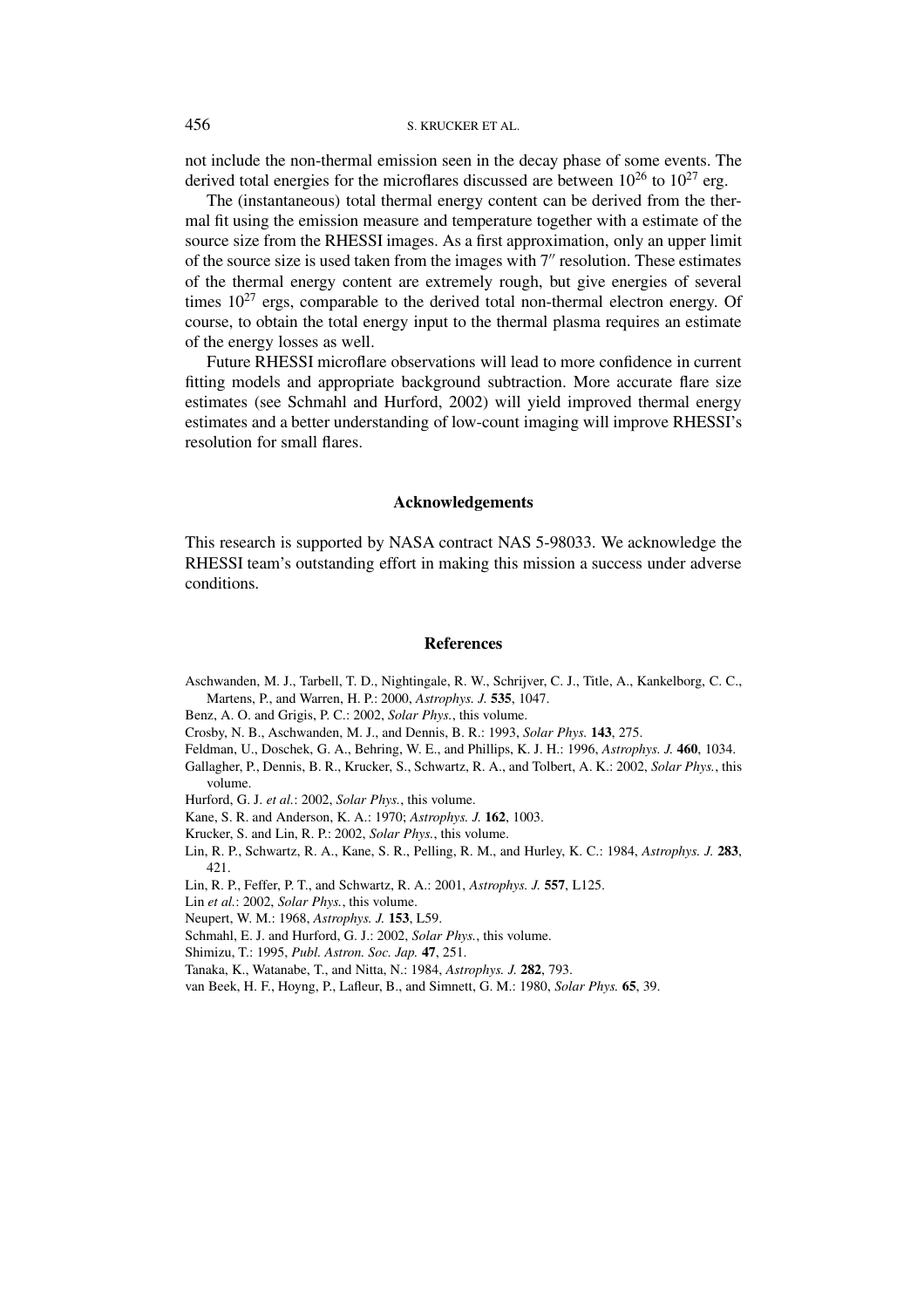not include the non-thermal emission seen in the decay phase of some events. The derived total energies for the microflares discussed are between $10^{26}$ to $10^{27}$ erg.

The (instantaneous) total thermal energy content can be derived from the thermal fit using the emission measure and temperature together with a estimate of the source size from the RHESSI images. As a first approximation, only an upper limit of the source size is used taken from the images with $7''$ resolution. These estimates of the thermal energy content are extremely rough, but give energies of several times $10^{27}$ ergs, comparable to the derived total non-thermal electron energy. Of course, to obtain the total energy input to the thermal plasma requires an estimate of the energy losses as well.

Future RHESSI microflare observations will lead to more confidence in current fitting models and appropriate background subtraction. More accurate flare size estimates (see Schmahl and Hurford, 2002) will yield improved thermal energy estimates and a better understanding of low-count imaging will improve RHESSI's resolution for small flares.

## Acknowledgements

This research is supported by NASA contract NAS 5-98033. We acknowledge the RHESSI team's outstanding effort in making this mission a success under adverse conditions.

## References

Aschwanden, M. J., Tarbell, T. D., Nightingale, R. W., Schrijver, C. J., Title, A., Kankelborg, C. C., Martens, P., and Warren, H. P.: 2000, *Astrophys. J.* **535**, 1047.

Benz, A. O. and Grigis, P. C.: 2002, *Solar Phys.*, this volume.

Crosby, N. B., Aschwanden, M. J., and Dennis, B. R.: 1993, *Solar Phys.* **143**, 275.

Feldman, U., Doschek, G. A., Behring, W. E., and Phillips, K. J. H.: 1996, *Astrophys. J.* **460**, 1034.

Gallagher, P., Dennis, B. R., Krucker, S., Schwartz, R. A., and Tolbert, A. K.: 2002, *Solar Phys.*, this volume.

Hurford, G. J. *et al.*: 2002, *Solar Phys.*, this volume.

Kane, S. R. and Anderson, K. A.: 1970; *Astrophys. J.* **162**, 1003.

Krucker, S. and Lin, R. P.: 2002, *Solar Phys.*, this volume.

Lin, R. P., Schwartz, R. A., Kane, S. R., Pelling, R. M., and Hurley, K. C.: 1984, *Astrophys. J.* **283**, 421.

Lin, R. P., Feffer, P. T., and Schwartz, R. A.: 2001, *Astrophys. J.* **557**, L125.

Lin *et al.*: 2002, *Solar Phys.*, this volume.

Neupert, W. M.: 1968, *Astrophys. J.* **153**, L59.

Schmahl, E. J. and Hurford, G. J.: 2002, *Solar Phys.*, this volume.

Shimizu, T.: 1995, *Publ. Astron. Soc. Jap.* **47**, 251.

Tanaka, K., Watanabe, T., and Nitta, N.: 1984, *Astrophys. J.* **282**, 793.

van Beek, H. F., Hoyng, P., Lafleur, B., and Simnett, G. M.: 1980, *Solar Phys.* **65**, 39.